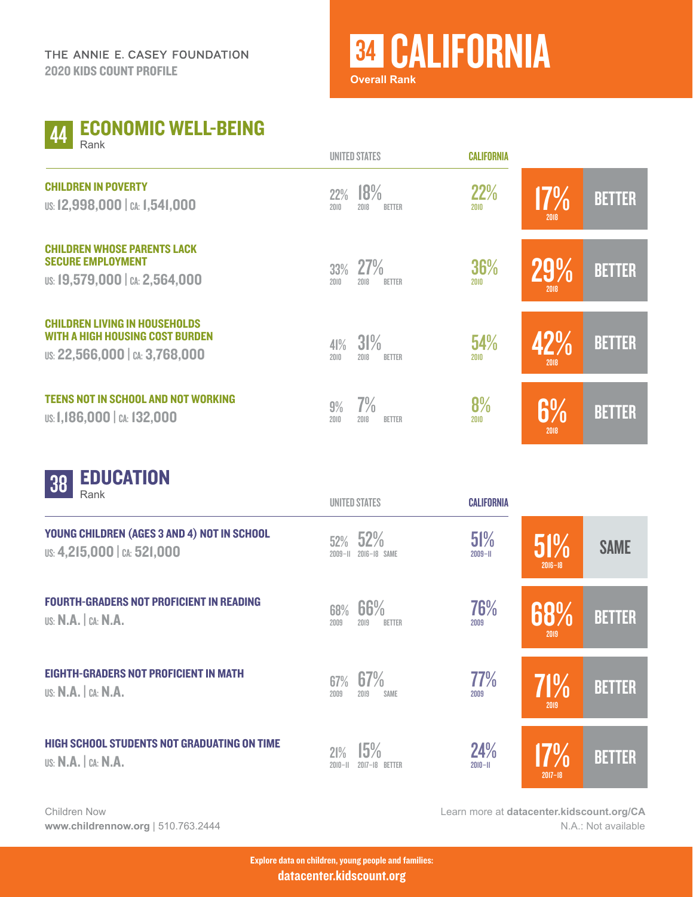THE ANNIE E. CASEY FOUNDATION
**2020 KIDS COUNT PROFILE**

# 34 CALIFORNIA

**Overall Rank**

## 44 ECONOMIC WELL-BEING
Rank

| Indicator | United States (earlier) | United States (2018) | US Trend | California (2010) | California (2018) | CA Trend |
|---|---|---|---|---|---|---|
| **CHILDREN IN POVERTY**<br>US: 12,998,000 \| CA: 1,541,000 | 22% (2010) | 18% (2018) | BETTER | 22% (2010) | 17% (2018) | BETTER |
| **CHILDREN WHOSE PARENTS LACK SECURE EMPLOYMENT**<br>US: 19,579,000 \| CA: 2,564,000 | 33% (2010) | 27% (2018) | BETTER | 36% (2010) | 29% (2018) | BETTER |
| **CHILDREN LIVING IN HOUSEHOLDS WITH A HIGH HOUSING COST BURDEN**<br>US: 22,566,000 \| CA: 3,768,000 | 41% (2010) | 31% (2018) | BETTER | 54% (2010) | 42% (2018) | BETTER |
| **TEENS NOT IN SCHOOL AND NOT WORKING**<br>US: 1,186,000 \| CA: 132,000 | 9% (2010) | 7% (2018) | BETTER | 8% (2010) | 6% (2018) | BETTER |

## 38 EDUCATION
Rank

| Indicator | United States (earlier) | United States (recent) | US Trend | California (earlier) | California (recent) | CA Trend |
|---|---|---|---|---|---|---|
| **YOUNG CHILDREN (AGES 3 AND 4) NOT IN SCHOOL**<br>US: 4,215,000 \| CA: 521,000 | 52% (2009–11) | 52% (2016–18) | SAME | 51% (2009–11) | 51% (2016–18) | SAME |
| **FOURTH-GRADERS NOT PROFICIENT IN READING**<br>US: N.A. \| CA: N.A. | 68% (2009) | 66% (2019) | BETTER | 76% (2009) | 68% (2019) | BETTER |
| **EIGHTH-GRADERS NOT PROFICIENT IN MATH**<br>US: N.A. \| CA: N.A. | 67% (2009) | 67% (2019) | SAME | 77% (2009) | 71% (2019) | BETTER |
| **HIGH SCHOOL STUDENTS NOT GRADUATING ON TIME**<br>US: N.A. \| CA: N.A. | 21% (2010–11) | 15% (2017–18) | BETTER | 24% (2010–11) | 17% (2017–18) | BETTER |

Children Now
**www.childrennow.org** | 510.763.2444

Learn more at **datacenter.kidscount.org/CA**
N.A.: Not available

**Explore data on children, young people and families:**
**datacenter.kidscount.org**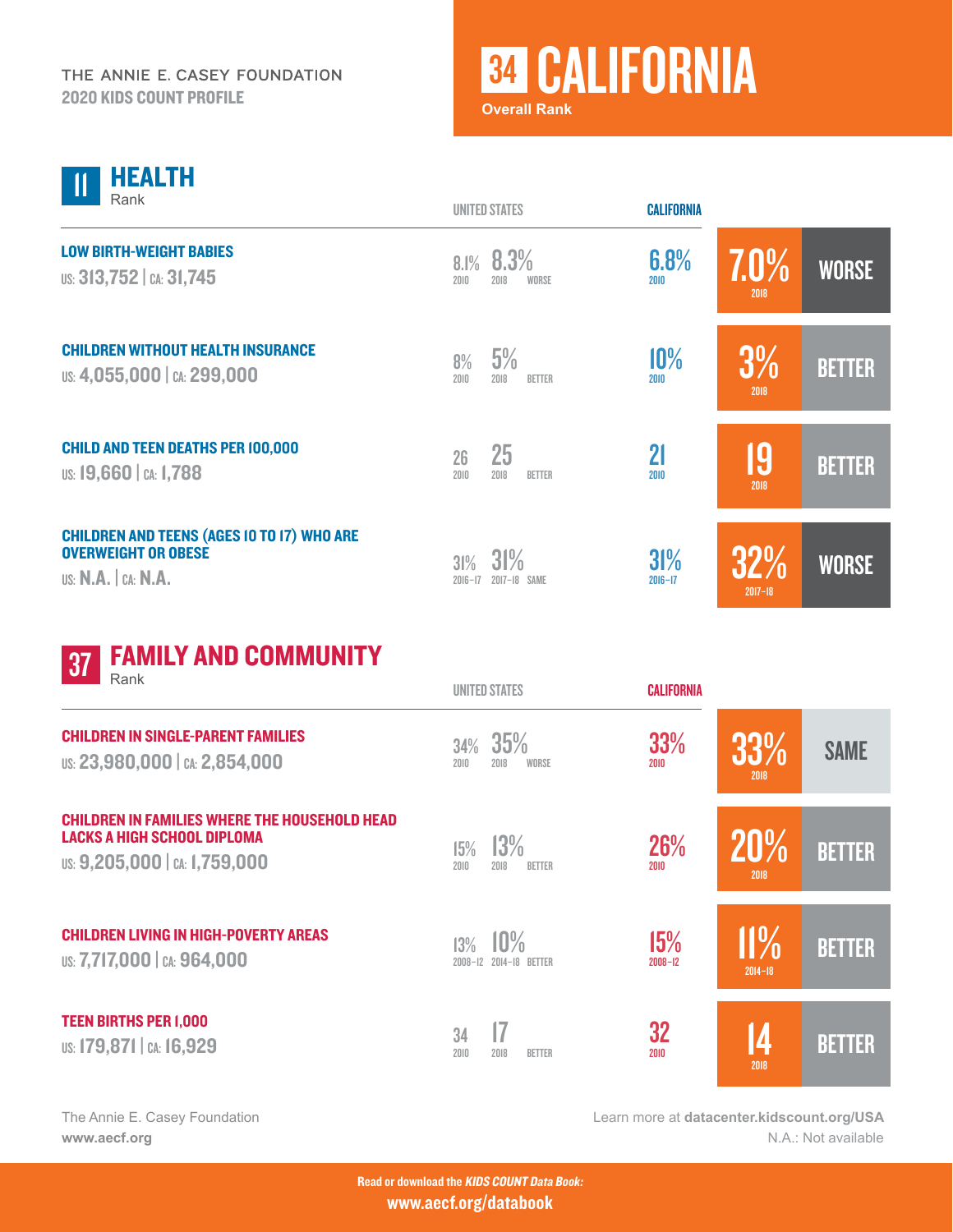THE ANNIE E. CASEY FOUNDATION
**2020 KIDS COUNT PROFILE**

# 34 CALIFORNIA

**Overall Rank**

## 11 HEALTH
Rank

| | UNITED STATES | | | CALIFORNIA | | |
|---|---|---|---|---|---|---|
| **LOW BIRTH-WEIGHT BABIES**<br>US: 313,752 \| CA: 31,745 | 8.1% (2010) | 8.3% (2018) | WORSE | 6.8% (2010) | 7.0% (2018) | WORSE |
| **CHILDREN WITHOUT HEALTH INSURANCE**<br>US: 4,055,000 \| CA: 299,000 | 8% (2010) | 5% (2018) | BETTER | 10% (2010) | 3% (2018) | BETTER |
| **CHILD AND TEEN DEATHS PER 100,000**<br>US: 19,660 \| CA: 1,788 | 26 (2010) | 25 (2018) | BETTER | 21 (2010) | 19 (2018) | BETTER |
| **CHILDREN AND TEENS (AGES 10 TO 17) WHO ARE OVERWEIGHT OR OBESE**<br>US: N.A. \| CA: N.A. | 31% (2016–17) | 31% (2017–18) | SAME | 31% (2016–17) | 32% (2017–18) | WORSE |

## 37 FAMILY AND COMMUNITY
Rank

| | UNITED STATES | | | CALIFORNIA | | |
|---|---|---|---|---|---|---|
| **CHILDREN IN SINGLE-PARENT FAMILIES**<br>US: 23,980,000 \| CA: 2,854,000 | 34% (2010) | 35% (2018) | WORSE | 33% (2010) | 33% (2018) | SAME |
| **CHILDREN IN FAMILIES WHERE THE HOUSEHOLD HEAD LACKS A HIGH SCHOOL DIPLOMA**<br>US: 9,205,000 \| CA: 1,759,000 | 15% (2010) | 13% (2018) | BETTER | 26% (2010) | 20% (2018) | BETTER |
| **CHILDREN LIVING IN HIGH-POVERTY AREAS**<br>US: 7,717,000 \| CA: 964,000 | 13% (2008–12) | 10% (2014–18) | BETTER | 15% (2008–12) | 11% (2014–18) | BETTER |
| **TEEN BIRTHS PER 1,000**<br>US: 179,871 \| CA: 16,929 | 34 (2010) | 17 (2018) | BETTER | 32 (2010) | 14 (2018) | BETTER |

The Annie E. Casey Foundation
**www.aecf.org**

Learn more at **datacenter.kidscount.org/USA**

N.A.: Not available

Read or download the ***KIDS COUNT Data Book:***
**www.aecf.org/databook**